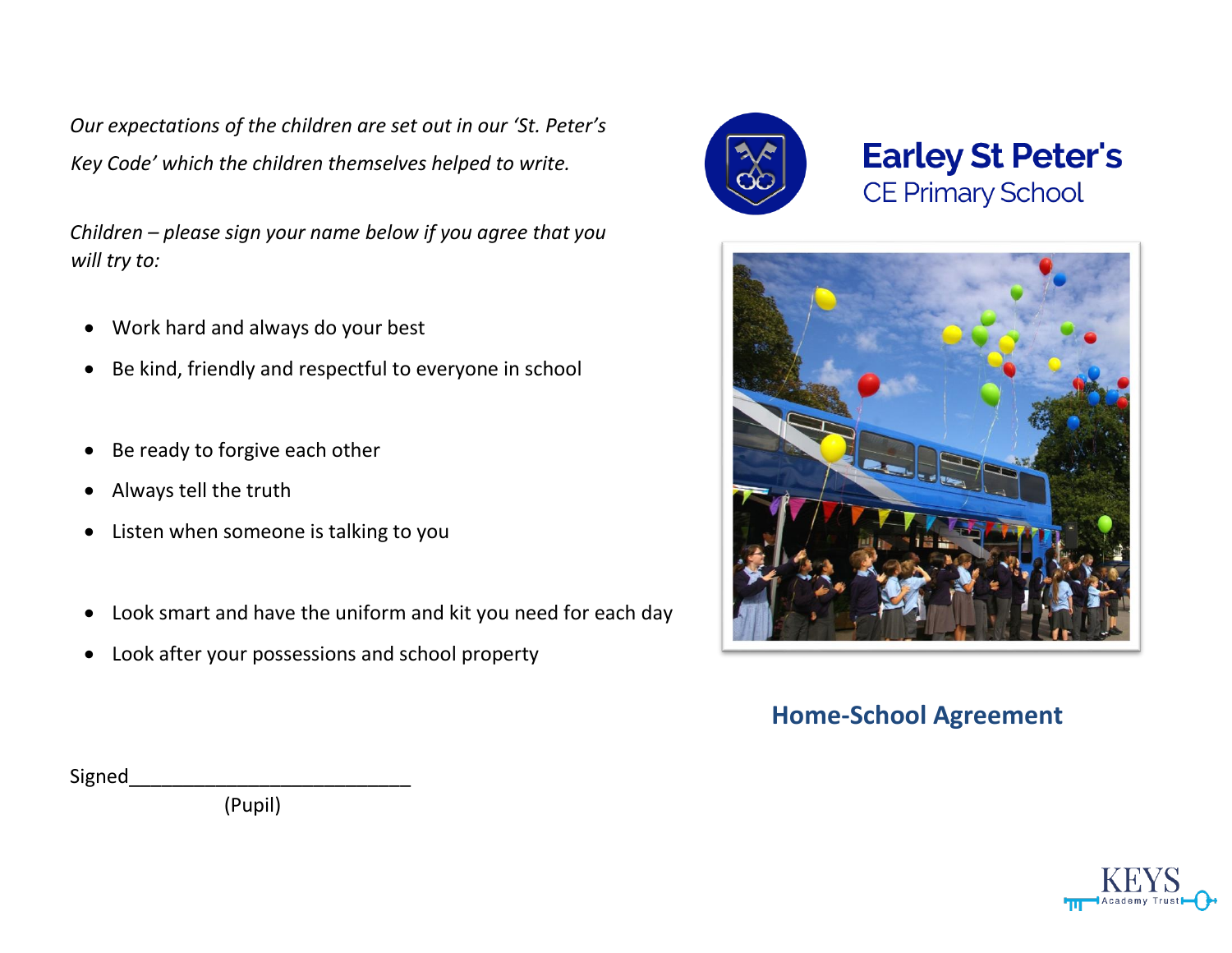*Our expectations of the children are set out in our 'St. Peter's Key Code' which the children themselves helped to write.*

*Children – please sign your name below if you agree that you will try to:*

- Work hard and always do your best
- Be kind, friendly and respectful to everyone in school
- Be ready to forgive each other
- Always tell the truth
- Listen when someone is talking to you
- Look smart and have the uniform and kit you need for each day
- Look after your possessions and school property

Signed___________________________
(Pupil)

# Earley St Peter's
## CE Primary School

## Home-School Agreement

KEYS Academy Trust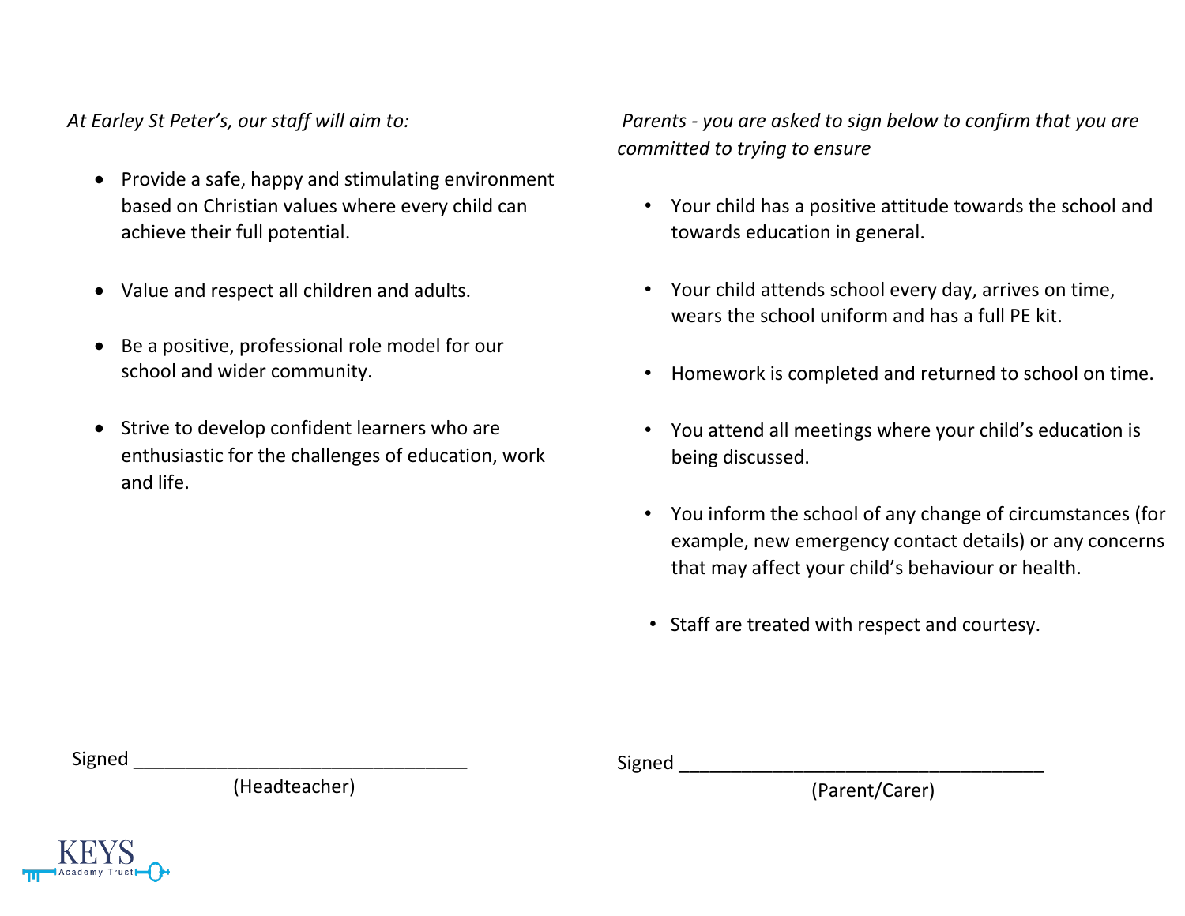*At Earley St Peter's, our staff will aim to:*

- Provide a safe, happy and stimulating environment based on Christian values where every child can achieve their full potential.
- Value and respect all children and adults.
- Be a positive, professional role model for our school and wider community.
- Strive to develop confident learners who are enthusiastic for the challenges of education, work and life.

Signed ________________________________
(Headteacher)

*Parents - you are asked to sign below to confirm that you are committed to trying to ensure*

- Your child has a positive attitude towards the school and towards education in general.
- Your child attends school every day, arrives on time, wears the school uniform and has a full PE kit.
- Homework is completed and returned to school on time.
- You attend all meetings where your child's education is being discussed.
- You inform the school of any change of circumstances (for example, new emergency contact details) or any concerns that may affect your child's behaviour or health.
- Staff are treated with respect and courtesy.

Signed ___________________________________
(Parent/Carer)

KEYS Academy Trust